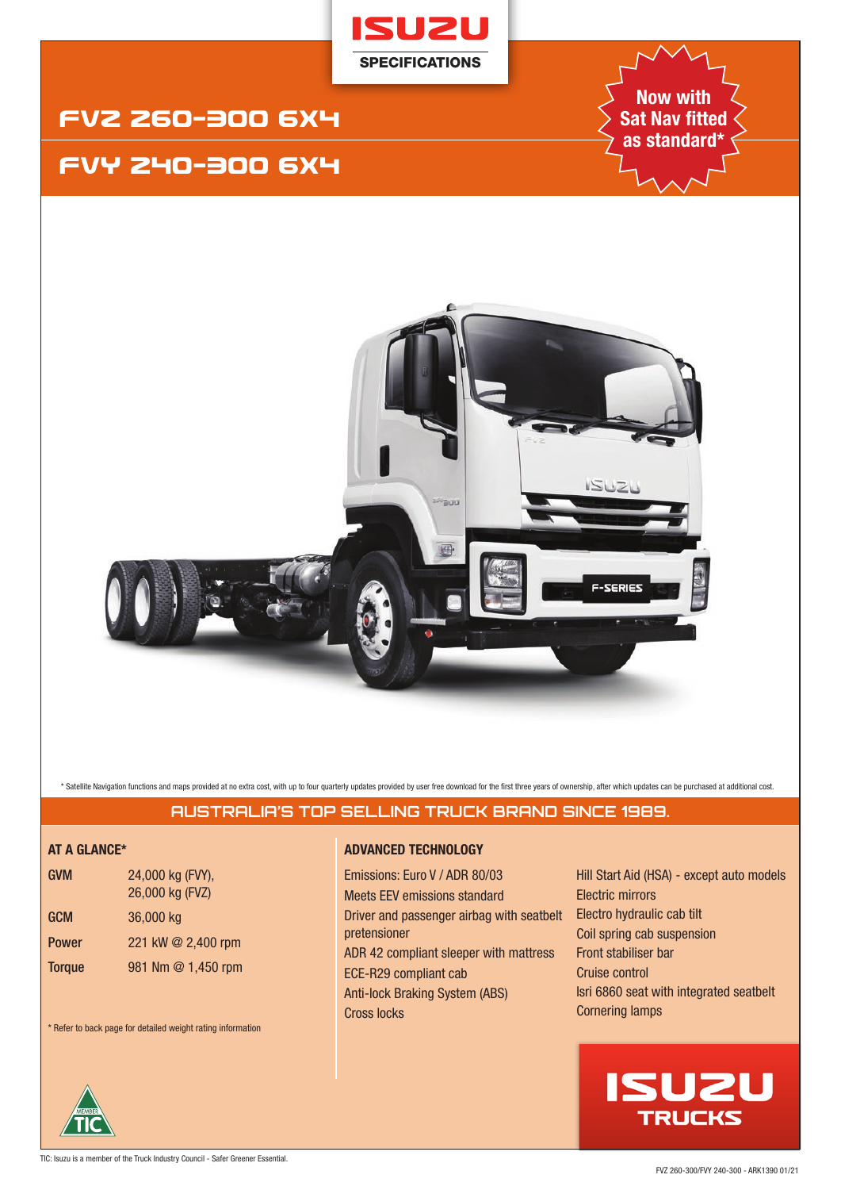ISUZU

SPECIFICATIONS

# FVZ 260-300 6X4

# FVY 240-300 6X4

**Now with Sat Nav fitted as standard***

\* Satellite Navigation functions and maps provided at no extra cost, with up to four quarterly updates provided by user free download for the first three years of ownership, after which updates can be purchased at additional cost.

## AUSTRALIA'S TOP SELLING TRUCK BRAND SINCE 1989.

### AT A GLANCE*

| | |
|---|---|
| **GVM** | 24,000 kg (FVY), 26,000 kg (FVZ) |
| **GCM** | 36,000 kg |
| **Power** | 221 kW @ 2,400 rpm |
| **Torque** | 981 Nm @ 1,450 rpm |

\* Refer to back page for detailed weight rating information

### ADVANCED TECHNOLOGY

- Emissions: Euro V / ADR 80/03
- Meets EEV emissions standard
- Driver and passenger airbag with seatbelt pretensioner
- ADR 42 compliant sleeper with mattress
- ECE-R29 compliant cab
- Anti-lock Braking System (ABS)
- Cross locks
- Hill Start Aid (HSA) - except auto models
- Electric mirrors
- Electro hydraulic cab tilt
- Coil spring cab suspension
- Front stabiliser bar
- Cruise control
- Isri 6860 seat with integrated seatbelt
- Cornering lamps

ISUZU TRUCKS

TIC: Isuzu is a member of the Truck Industry Council - Safer Greener Essential.

FVZ 260-300/FVY 240-300 - ARK1390 01/21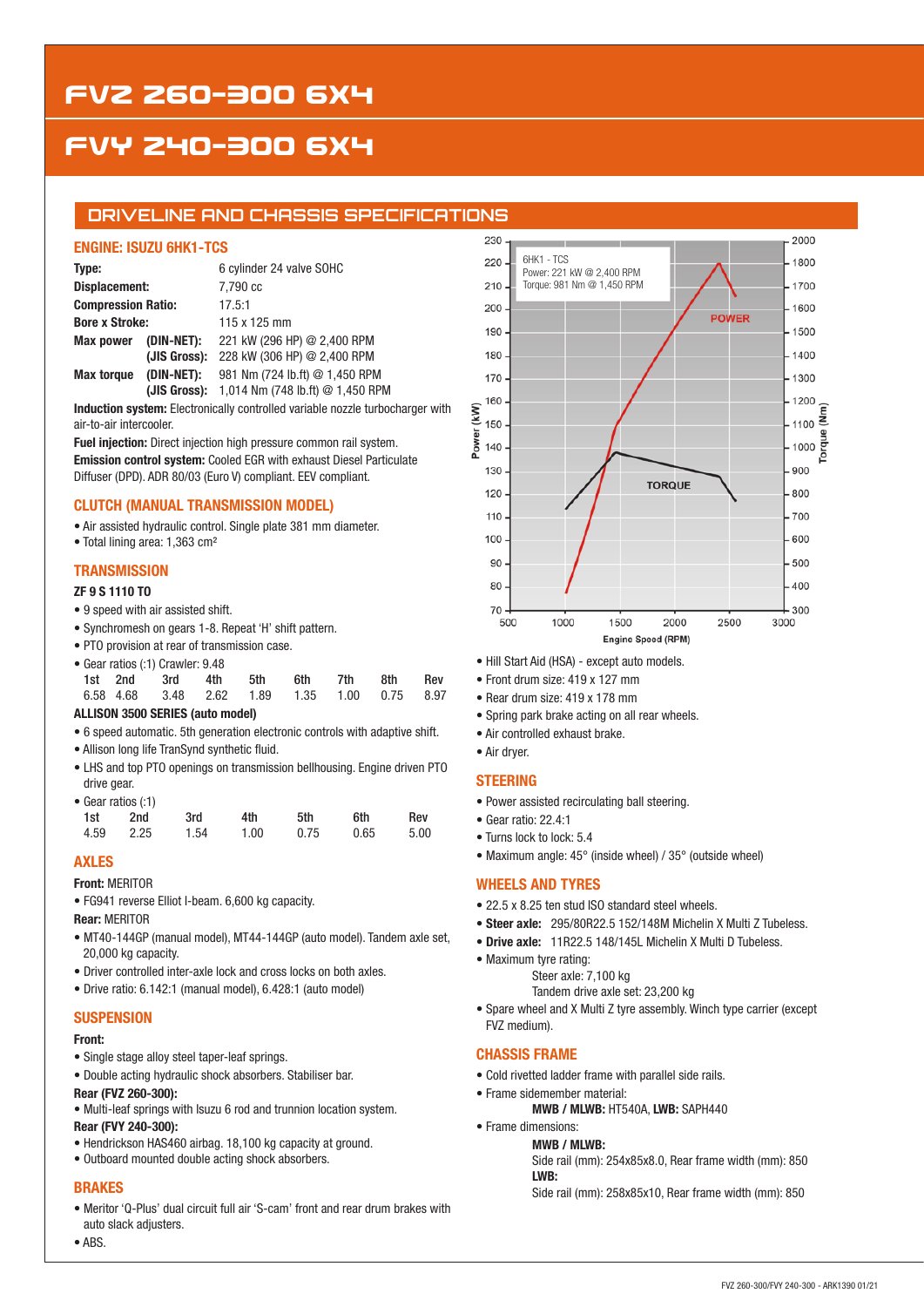# FVZ 260-300 6X4

# FVY 240-300 6X4

## DRIVELINE AND CHASSIS SPECIFICATIONS

### ENGINE: ISUZU 6HK1-TCS

| | | |
|---|---|---|
| **Type:** | | 6 cylinder 24 valve SOHC |
| **Displacement:** | | 7,790 cc |
| **Compression Ratio:** | | 17.5:1 |
| **Bore x Stroke:** | | 115 x 125 mm |
| **Max power** | **(DIN-NET):** | 221 kW (296 HP) @ 2,400 RPM |
| | **(JIS Gross):** | 228 kW (306 HP) @ 2,400 RPM |
| **Max torque** | **(DIN-NET):** | 981 Nm (724 lb.ft) @ 1,450 RPM |
| | **(JIS Gross):** | 1,014 Nm (748 lb.ft) @ 1,450 RPM |

**Induction system:** Electronically controlled variable nozzle turbocharger with air-to-air intercooler.

**Fuel injection:** Direct injection high pressure common rail system.

**Emission control system:** Cooled EGR with exhaust Diesel Particulate Diffuser (DPD). ADR 80/03 (Euro V) compliant. EEV compliant.

### CLUTCH (MANUAL TRANSMISSION MODEL)

- Air assisted hydraulic control. Single plate 381 mm diameter.
- Total lining area: 1,363 cm²

### TRANSMISSION

**ZF 9 S 1110 TO**

- 9 speed with air assisted shift.
- Synchromesh on gears 1-8. Repeat 'H' shift pattern.
- PTO provision at rear of transmission case.
- Gear ratios (:1) Crawler: 9.48

| 1st | 2nd | 3rd | 4th | 5th | 6th | 7th | 8th | Rev |
|---|---|---|---|---|---|---|---|---|
| 6.58 | 4.68 | 3.48 | 2.62 | 1.89 | 1.35 | 1.00 | 0.75 | 8.97 |

**ALLISON 3500 SERIES (auto model)**

- 6 speed automatic. 5th generation electronic controls with adaptive shift.
- Allison long life TranSynd synthetic fluid.
- LHS and top PTO openings on transmission bellhousing. Engine driven PTO drive gear.
- Gear ratios (:1)

| 1st | 2nd | 3rd | 4th | 5th | 6th | Rev |
|---|---|---|---|---|---|---|
| 4.59 | 2.25 | 1.54 | 1.00 | 0.75 | 0.65 | 5.00 |

### AXLES

**Front:** MERITOR

- FG941 reverse Elliot I-beam. 6,600 kg capacity.

**Rear:** MERITOR

- MT40-144GP (manual model), MT44-144GP (auto model). Tandem axle set, 20,000 kg capacity.
- Driver controlled inter-axle lock and cross locks on both axles.
- Drive ratio: 6.142:1 (manual model), 6.428:1 (auto model)

### SUSPENSION

**Front:**

- Single stage alloy steel taper-leaf springs.
- Double acting hydraulic shock absorbers. Stabiliser bar.

**Rear (FVZ 260-300):**

- Multi-leaf springs with Isuzu 6 rod and trunnion location system.

**Rear (FVY 240-300):**

- Hendrickson HAS460 airbag. 18,100 kg capacity at ground.
- Outboard mounted double acting shock absorbers.

### BRAKES

- Meritor 'Q-Plus' dual circuit full air 'S-cam' front and rear drum brakes with auto slack adjusters.
- ABS.
- Hill Start Aid (HSA) - except auto models.
- Front drum size: 419 x 127 mm
- Rear drum size: 419 x 178 mm
- Spring park brake acting on all rear wheels.
- Air controlled exhaust brake.
- Air dryer.

### STEERING

- Power assisted recirculating ball steering.
- Gear ratio: 22.4:1
- Turns lock to lock: 5.4
- Maximum angle: 45° (inside wheel) / 35° (outside wheel)

### WHEELS AND TYRES

- 22.5 x 8.25 ten stud ISO standard steel wheels.
- **Steer axle:** 295/80R22.5 152/148M Michelin X Multi Z Tubeless.
- **Drive axle:** 11R22.5 148/145L Michelin X Multi D Tubeless.
- Maximum tyre rating:
  - Steer axle: 7,100 kg
  - Tandem drive axle set: 23,200 kg
- Spare wheel and X Multi Z tyre assembly. Winch type carrier (except FVZ medium).

### CHASSIS FRAME

- Cold rivetted ladder frame with parallel side rails.
- Frame sidemember material:
  - **MWB / MLWB:** HT540A, **LWB:** SAPH440
- Frame dimensions:
  - **MWB / MLWB:**
    Side rail (mm): 254x85x8.0, Rear frame width (mm): 850
  - **LWB:**
    Side rail (mm): 258x85x10, Rear frame width (mm): 850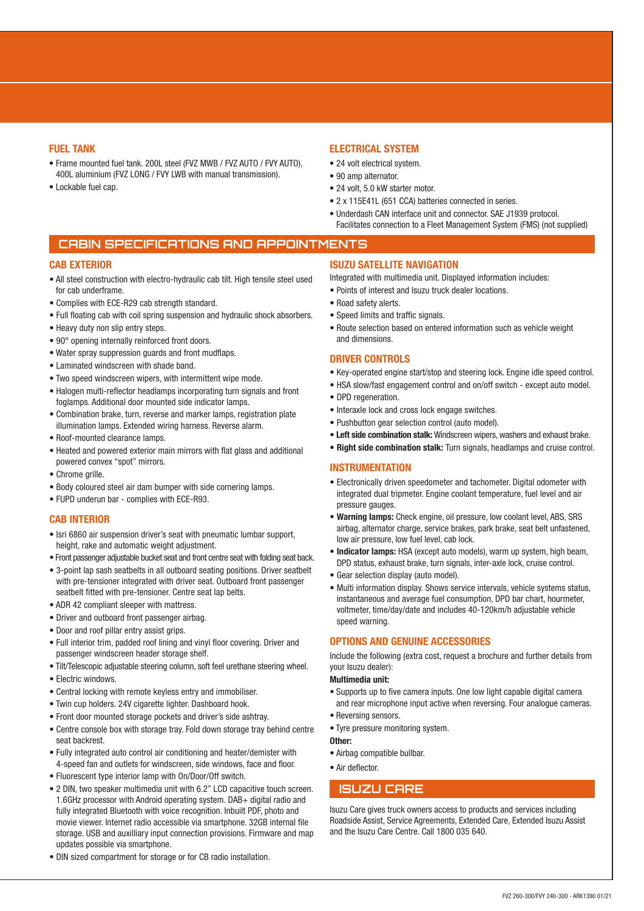## FUEL TANK

- Frame mounted fuel tank. 200L steel (FVZ MWB / FVZ AUTO / FVY AUTO), 400L aluminium (FVZ LONG / FVY LWB with manual transmission).
- Lockable fuel cap.

## ELECTRICAL SYSTEM

- 24 volt electrical system.
- 90 amp alternator.
- 24 volt, 5.0 kW starter motor.
- 2 x 115E41L (651 CCA) batteries connected in series.
- Underdash CAN interface unit and connector. SAE J1939 protocol. Facilitates connection to a Fleet Management System (FMS) (not supplied)

# CABIN SPECIFICATIONS AND APPOINTMENTS

## CAB EXTERIOR

- All steel construction with electro-hydraulic cab tilt. High tensile steel used for cab underframe.
- Complies with ECE-R29 cab strength standard.
- Full floating cab with coil spring suspension and hydraulic shock absorbers.
- Heavy duty non slip entry steps.
- 90° opening internally reinforced front doors.
- Water spray suppression guards and front mudflaps.
- Laminated windscreen with shade band.
- Two speed windscreen wipers, with intermittent wipe mode.
- Halogen multi-reflector headlamps incorporating turn signals and front foglamps. Additional door mounted side indicator lamps.
- Combination brake, turn, reverse and marker lamps, registration plate illumination lamps. Extended wiring harness. Reverse alarm.
- Roof-mounted clearance lamps.
- Heated and powered exterior main mirrors with flat glass and additional powered convex "spot" mirrors.
- Chrome grille.
- Body coloured steel air dam bumper with side cornering lamps.
- FUPD underun bar - complies with ECE-R93.

## CAB INTERIOR

- Isri 6860 air suspension driver's seat with pneumatic lumbar support, height, rake and automatic weight adjustment.
- Front passenger adjustable bucket seat and front centre seat with folding seat back.
- 3-point lap sash seatbelts in all outboard seating positions. Driver seatbelt with pre-tensioner integrated with driver seat. Outboard front passenger seatbelt fitted with pre-tensioner. Centre seat lap belts.
- ADR 42 compliant sleeper with mattress.
- Driver and outboard front passenger airbag.
- Door and roof pillar entry assist grips.
- Full interior trim, padded roof lining and vinyl floor covering. Driver and passenger windscreen header storage shelf.
- Tilt/Telescopic adjustable steering column, soft feel urethane steering wheel.
- Electric windows.
- Central locking with remote keyless entry and immobiliser.
- Twin cup holders. 24V cigarette lighter. Dashboard hook.
- Front door mounted storage pockets and driver's side ashtray.
- Centre console box with storage tray. Fold down storage tray behind centre seat backrest.
- Fully integrated auto control air conditioning and heater/demister with 4-speed fan and outlets for windscreen, side windows, face and floor.
- Fluorescent type interior lamp with On/Door/Off switch.
- 2 DIN, two speaker multimedia unit with 6.2" LCD capacitive touch screen. 1.6GHz processor with Android operating system. DAB+ digital radio and fully integrated Bluetooth with voice recognition. Inbuilt PDF, photo and movie viewer. Internet radio accessible via smartphone. 32GB internal file storage. USB and auxilliary input connection provisions. Firmware and map updates possible via smartphone.
- DIN sized compartment for storage or for CB radio installation.

## ISUZU SATELLITE NAVIGATION

Integrated with multimedia unit. Displayed information includes:

- Points of interest and Isuzu truck dealer locations.
- Road safety alerts.
- Speed limits and traffic signals.
- Route selection based on entered information such as vehicle weight and dimensions.

## DRIVER CONTROLS

- Key-operated engine start/stop and steering lock. Engine idle speed control.
- HSA slow/fast engagement control and on/off switch - except auto model.
- DPD regeneration.
- Interaxle lock and cross lock engage switches.
- Pushbutton gear selection control (auto model).
- **Left side combination stalk:** Windscreen wipers, washers and exhaust brake.
- **Right side combination stalk:** Turn signals, headlamps and cruise control.

## INSTRUMENTATION

- Electronically driven speedometer and tachometer. Digital odometer with integrated dual tripmeter. Engine coolant temperature, fuel level and air pressure gauges.
- **Warning lamps:** Check engine, oil pressure, low coolant level, ABS, SRS airbag, alternator charge, service brakes, park brake, seat belt unfastened, low air pressure, low fuel level, cab lock.
- **Indicator lamps:** HSA (except auto models), warm up system, high beam, DPD status, exhaust brake, turn signals, inter-axle lock, cruise control.
- Gear selection display (auto model).
- Multi information display. Shows service intervals, vehicle systems status, instantaneous and average fuel consumption, DPD bar chart, hourmeter, voltmeter, time/day/date and includes 40-120km/h adjustable vehicle speed warning.

## OPTIONS AND GENUINE ACCESSORIES

Include the following (extra cost, request a brochure and further details from your Isuzu dealer):

**Multimedia unit:**

- Supports up to five camera inputs. One low light capable digital camera and rear microphone input active when reversing. Four analogue cameras.
- Reversing sensors.
- Tyre pressure monitoring system.

**Other:**

- Airbag compatible bullbar.
- Air deflector.

# ISUZU CARE

Isuzu Care gives truck owners access to products and services including Roadside Assist, Service Agreements, Extended Care, Extended Isuzu Assist and the Isuzu Care Centre. Call 1800 035 640.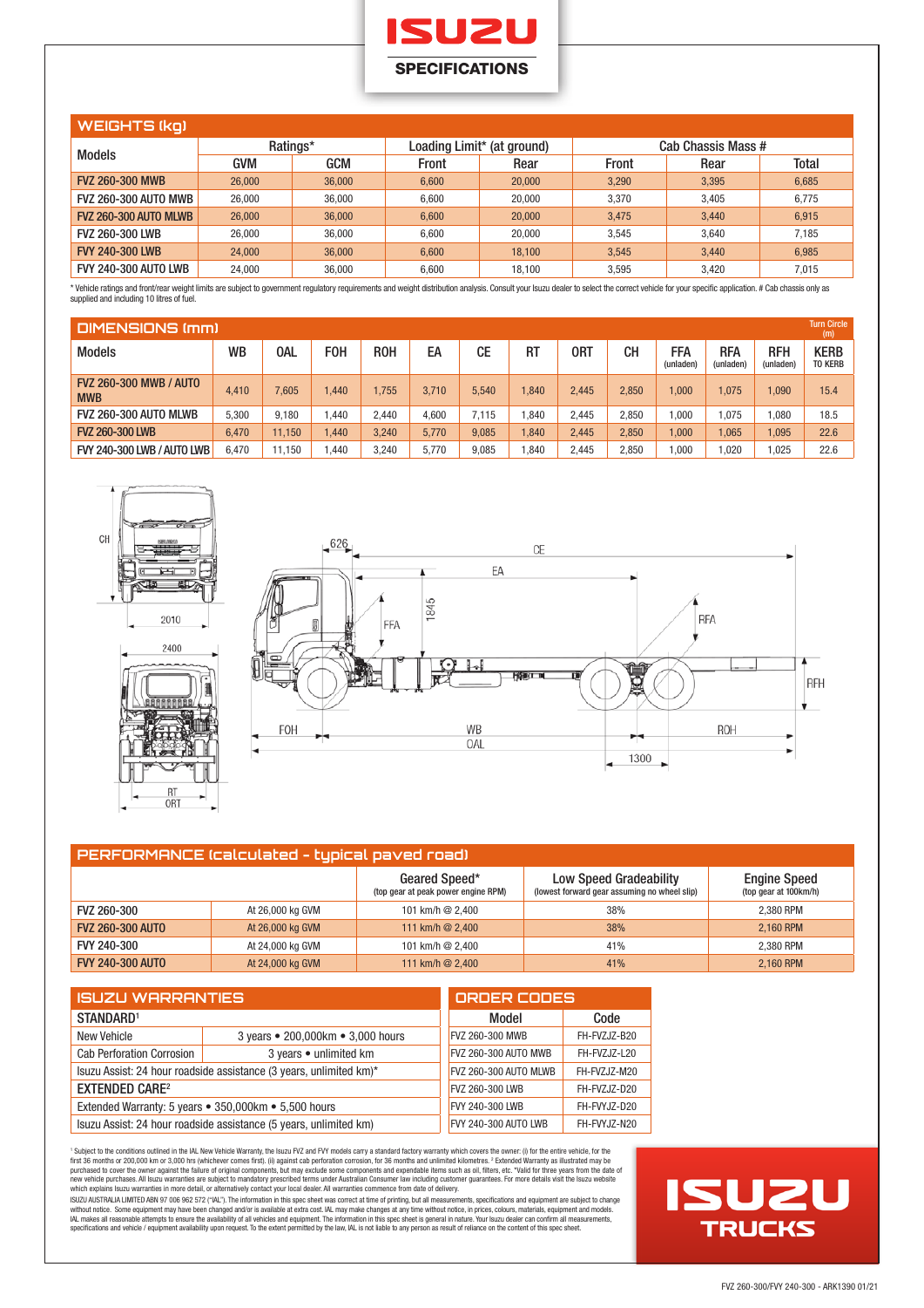# ISUZU SPECIFICATIONS

## WEIGHTS (kg)

| Models | Ratings* | | Loading Limit* (at ground) | | Cab Chassis Mass # | | |
|---|---|---|---|---|---|---|---|
| | GVM | GCM | Front | Rear | Front | Rear | Total |
| FVZ 260-300 MWB | 26,000 | 36,000 | 6,600 | 20,000 | 3,290 | 3,395 | 6,685 |
| FVZ 260-300 AUTO MWB | 26,000 | 36,000 | 6,600 | 20,000 | 3,370 | 3,405 | 6,775 |
| FVZ 260-300 AUTO MLWB | 26,000 | 36,000 | 6,600 | 20,000 | 3,475 | 3,440 | 6,915 |
| FVZ 260-300 LWB | 26,000 | 36,000 | 6,600 | 20,000 | 3,545 | 3,640 | 7,185 |
| FVY 240-300 LWB | 24,000 | 36,000 | 6,600 | 18,100 | 3,545 | 3,440 | 6,985 |
| FVY 240-300 AUTO LWB | 24,000 | 36,000 | 6,600 | 18,100 | 3,595 | 3,420 | 7,015 |

* Vehicle ratings and front/rear weight limits are subject to government regulatory requirements and weight distribution analysis. Consult your Isuzu dealer to select the correct vehicle for your specific application. # Cab chassis only as supplied and including 10 litres of fuel.

## DIMENSIONS (mm)

| Models | WB | OAL | FOH | ROH | EA | CE | RT | ORT | CH | FFA (unladen) | RFA (unladen) | RFH (unladen) | Turn Circle (m) KERB TO KERB |
|---|---|---|---|---|---|---|---|---|---|---|---|---|---|
| FVZ 260-300 MWB / AUTO MWB | 4,410 | 7,605 | 1,440 | 1,755 | 3,710 | 5,540 | 1,840 | 2,445 | 2,850 | 1,000 | 1,075 | 1,090 | 15.4 |
| FVZ 260-300 AUTO MLWB | 5,300 | 9,180 | 1,440 | 2,440 | 4,600 | 7,115 | 1,840 | 2,445 | 2,850 | 1,000 | 1,075 | 1,080 | 18.5 |
| FVZ 260-300 LWB | 6,470 | 11,150 | 1,440 | 3,240 | 5,770 | 9,085 | 1,840 | 2,445 | 2,850 | 1,000 | 1,065 | 1,095 | 22.6 |
| FVY 240-300 LWB / AUTO LWB | 6,470 | 11,150 | 1,440 | 3,240 | 5,770 | 9,085 | 1,840 | 2,445 | 2,850 | 1,000 | 1,020 | 1,025 | 22.6 |

CH
2010
2400
RT
ORT
626
CE
EA
1845
FFA
RFA
RFH
FOH
WB
OAL
ROH
1300

## PERFORMANCE (calculated - typical paved road)

| | | Geared Speed* (top gear at peak power engine RPM) | Low Speed Gradeability (lowest forward gear assuming no wheel slip) | Engine Speed (top gear at 100km/h) |
|---|---|---|---|---|
| FVZ 260-300 | At 26,000 kg GVM | 101 km/h @ 2,400 | 38% | 2,380 RPM |
| FVZ 260-300 AUTO | At 26,000 kg GVM | 111 km/h @ 2,400 | 38% | 2,160 RPM |
| FVY 240-300 | At 24,000 kg GVM | 101 km/h @ 2,400 | 41% | 2,380 RPM |
| FVY 240-300 AUTO | At 24,000 kg GVM | 111 km/h @ 2,400 | 41% | 2,160 RPM |

## ISUZU WARRANTIES

| STANDARD[1] | |
|---|---|
| New Vehicle | 3 years • 200,000km • 3,000 hours |
| Cab Perforation Corrosion | 3 years • unlimited km |
| Isuzu Assist: 24 hour roadside assistance (3 years, unlimited km)* | |
| **EXTENDED CARE[2]** | |
| Extended Warranty: 5 years • 350,000km • 5,500 hours | |
| Isuzu Assist: 24 hour roadside assistance (5 years, unlimited km) | |

## ORDER CODES

| Model | Code |
|---|---|
| FVZ 260-300 MWB | FH-FVZJZ-B20 |
| FVZ 260-300 AUTO MWB | FH-FVZJZ-L20 |
| FVZ 260-300 AUTO MLWB | FH-FVZJZ-M20 |
| FVZ 260-300 LWB | FH-FVZJZ-D20 |
| FVY 240-300 LWB | FH-FVYJZ-D20 |
| FVY 240-300 AUTO LWB | FH-FVYJZ-N20 |

[1] Subject to the conditions outlined in the IAL New Vehicle Warranty, the Isuzu FVZ and FVY models carry a standard factory warranty which covers the owner: (i) for the entire vehicle, for the first 36 months or 200,000 km or 3,000 hrs (whichever comes first). (ii) against cab perforation corrosion, for 36 months and unlimited kilometres. [2] Extended Warranty as illustrated may be purchased to cover the owner against the failure of original components, but may exclude some components and expendable items such as oil, filters, etc. *Valid for three years from the date of new vehicle purchases. All Isuzu warranties are subject to mandatory prescribed terms under Australian Consumer law including customer guarantees. For more details visit the Isuzu website which explains Isuzu warranties in more detail, or alternatively contact your local dealer. All warranties commence from date of delivery.

ISUZU AUSTRALIA LIMITED ABN 97 006 962 572 ("IAL"). The information in this spec sheet was correct at time of printing, but all measurements, specifications and equipment are subject to change without notice. Some equipment may have been changed and/or is available at extra cost. IAL may make changes at any time without notice, in prices, colours, materials, equipment and models. IAL makes all reasonable attempts to ensure the availability of all vehicles and equipment. The information in this spec sheet is general in nature. Your Isuzu dealer can confirm all measurements, specifications and vehicle / equipment availability upon request. To the extent permitted by the law, IAL is not liable to any person as result of reliance on the content of this spec sheet.

ISUZU TRUCKS

FVZ 260-300/FVY 240-300 - ARK1390 01/21